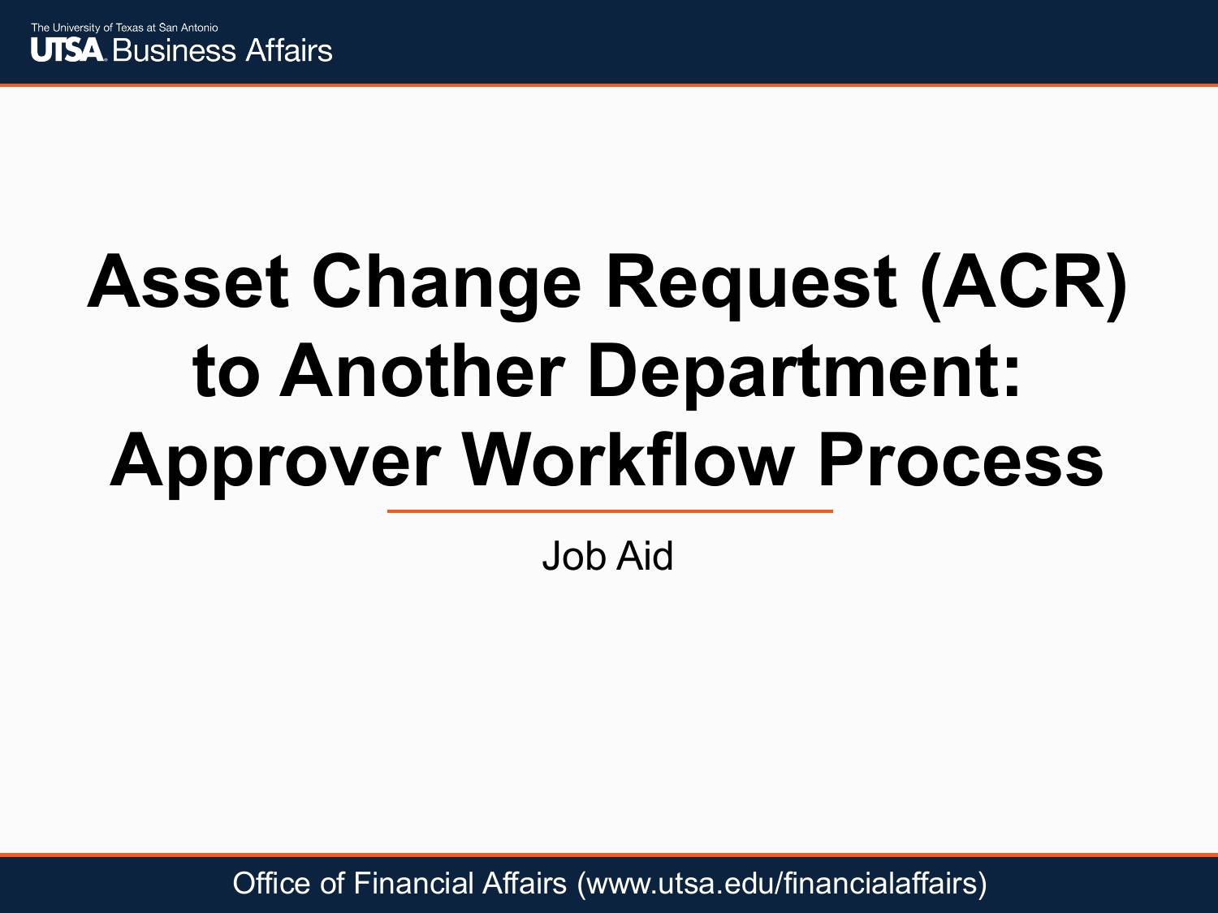# Asset Change Request (ACR) to Another Department: Approver Workflow Process

Job Aid

Office of Financial Affairs (www.utsa.edu/financialaffairs)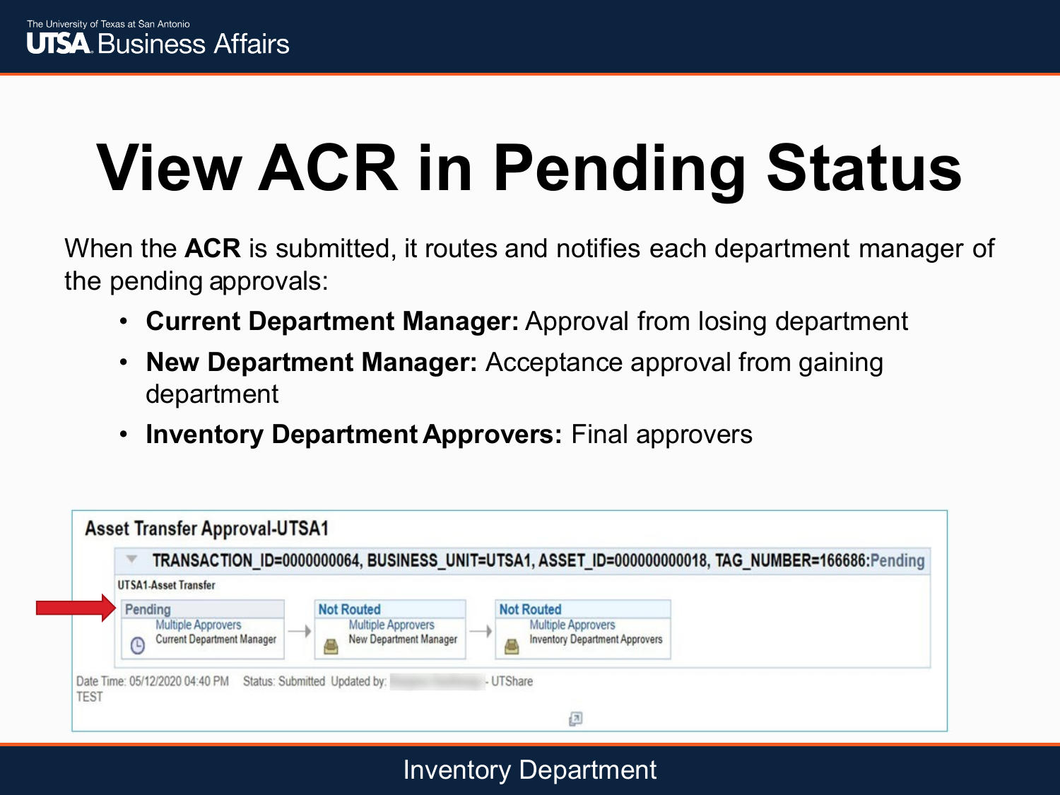# View ACR in Pending Status

When the **ACR** is submitted, it routes and notifies each department manager of the pending approvals:

- **Current Department Manager:** Approval from losing department
- **New Department Manager:** Acceptance approval from gaining department
- **Inventory Department Approvers:** Final approvers

**Asset Transfer Approval-UTSA1**

TRANSACTION_ID=0000000064, BUSINESS_UNIT=UTSA1, ASSET_ID=000000000018, TAG_NUMBER=166686:Pending

UTSA1-Asset Transfer

| Pending | → | Not Routed | → | Not Routed |
|---|---|---|---|---|
| Multiple Approvers<br>Current Department Manager | | Multiple Approvers<br>New Department Manager | | Multiple Approvers<br>Inventory Department Approvers |

Date Time: 05/12/2020 04:40 PM  Status: Submitted  Updated by: - UTShare

TEST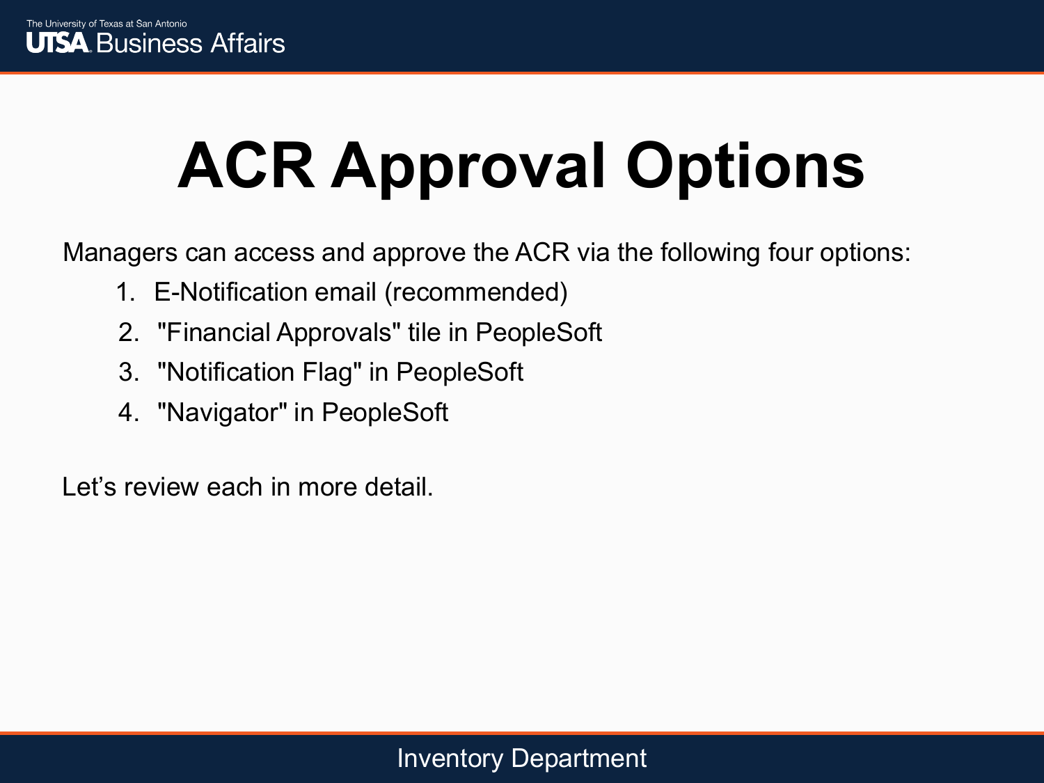# ACR Approval Options

Managers can access and approve the ACR via the following four options:

1. E-Notification email (recommended)
2. "Financial Approvals" tile in PeopleSoft
3. "Notification Flag" in PeopleSoft
4. "Navigator" in PeopleSoft

Let's review each in more detail.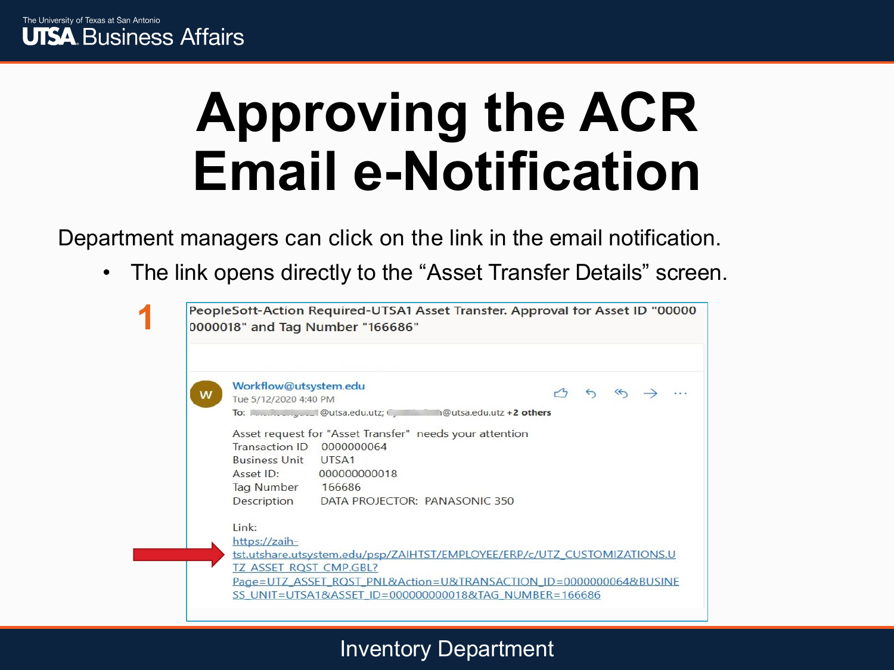# Approving the ACR Email e-Notification

Department managers can click on the link in the email notification.

- The link opens directly to the "Asset Transfer Details" screen.

1

PeopleSoft-Action Required-UTSA1 Asset Transfer. Approval for Asset ID "000000000018" and Tag Number "166686"

Workflow@utsystem.edu
Tue 5/12/2020 4:40 PM
To: @utsa.edu.utz; @utsa.edu.utz +2 others

Asset request for "Asset Transfer" needs your attention
Transaction ID 0000000064
Business Unit UTSA1
Asset ID: 000000000018
Tag Number 166686
Description DATA PROJECTOR: PANASONIC 350

Link:
https://zaih-tst.utshare.utsystem.edu/psp/ZAIHTST/EMPLOYEE/ERP/c/UTZ_CUSTOMIZATIONS.UTZ_ASSET_RQST_CMP.GBL?Page=UTZ_ASSET_RQST_PNL&Action=U&TRANSACTION_ID=0000000064&BUSINESS_UNIT=UTSA1&ASSET_ID=000000000018&TAG_NUMBER=166686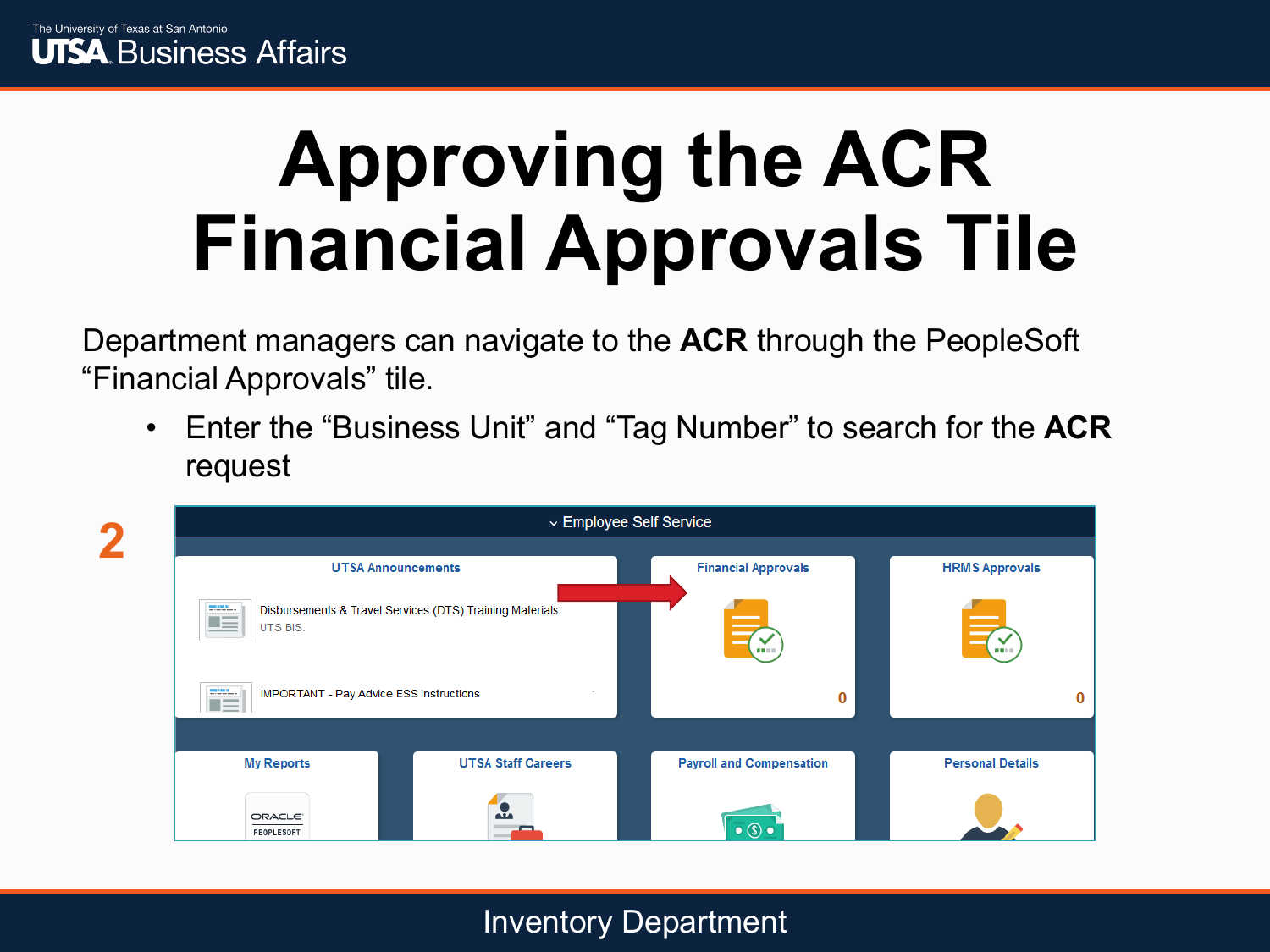# Approving the ACR Financial Approvals Tile

Department managers can navigate to the **ACR** through the PeopleSoft "Financial Approvals" tile.

- Enter the "Business Unit" and "Tag Number" to search for the **ACR** request

2

⌄ Employee Self Service

UTSA Announcements

Disbursements & Travel Services (DTS) Training Materials
UTS BIS.

IMPORTANT - Pay Advice ESS Instructions

Financial Approvals
0

HRMS Approvals
0

My Reports

UTSA Staff Careers

Payroll and Compensation

Personal Details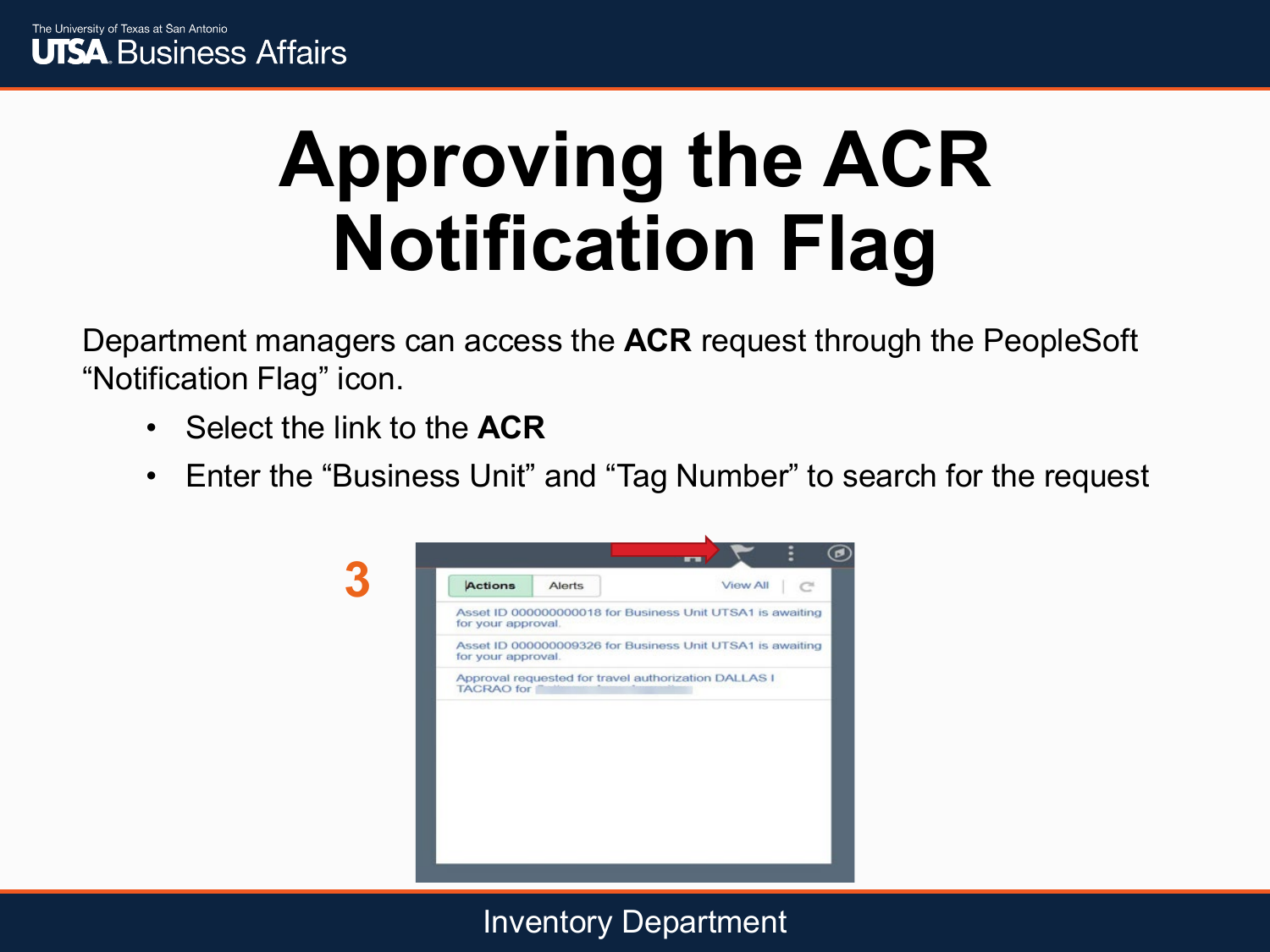# Approving the ACR Notification Flag

Department managers can access the **ACR** request through the PeopleSoft "Notification Flag" icon.

- Select the link to the **ACR**
- Enter the "Business Unit" and "Tag Number" to search for the request

3

Actions | Alerts | View All

Asset ID 000000000018 for Business Unit UTSA1 is awaiting for your approval.

Asset ID 000000009326 for Business Unit UTSA1 is awaiting for your approval.

Approval requested for travel authorization DALLAS I TACRAO for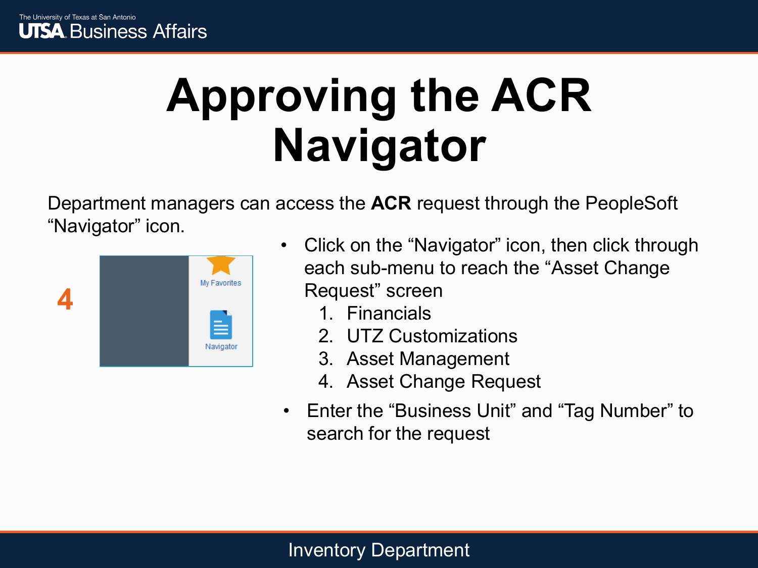# Approving the ACR Navigator

Department managers can access the **ACR** request through the PeopleSoft “Navigator” icon.

4

My Favorites

Navigator

- Click on the “Navigator” icon, then click through each sub-menu to reach the “Asset Change Request” screen
  1. Financials
  2. UTZ Customizations
  3. Asset Management
  4. Asset Change Request
- Enter the “Business Unit” and “Tag Number” to search for the request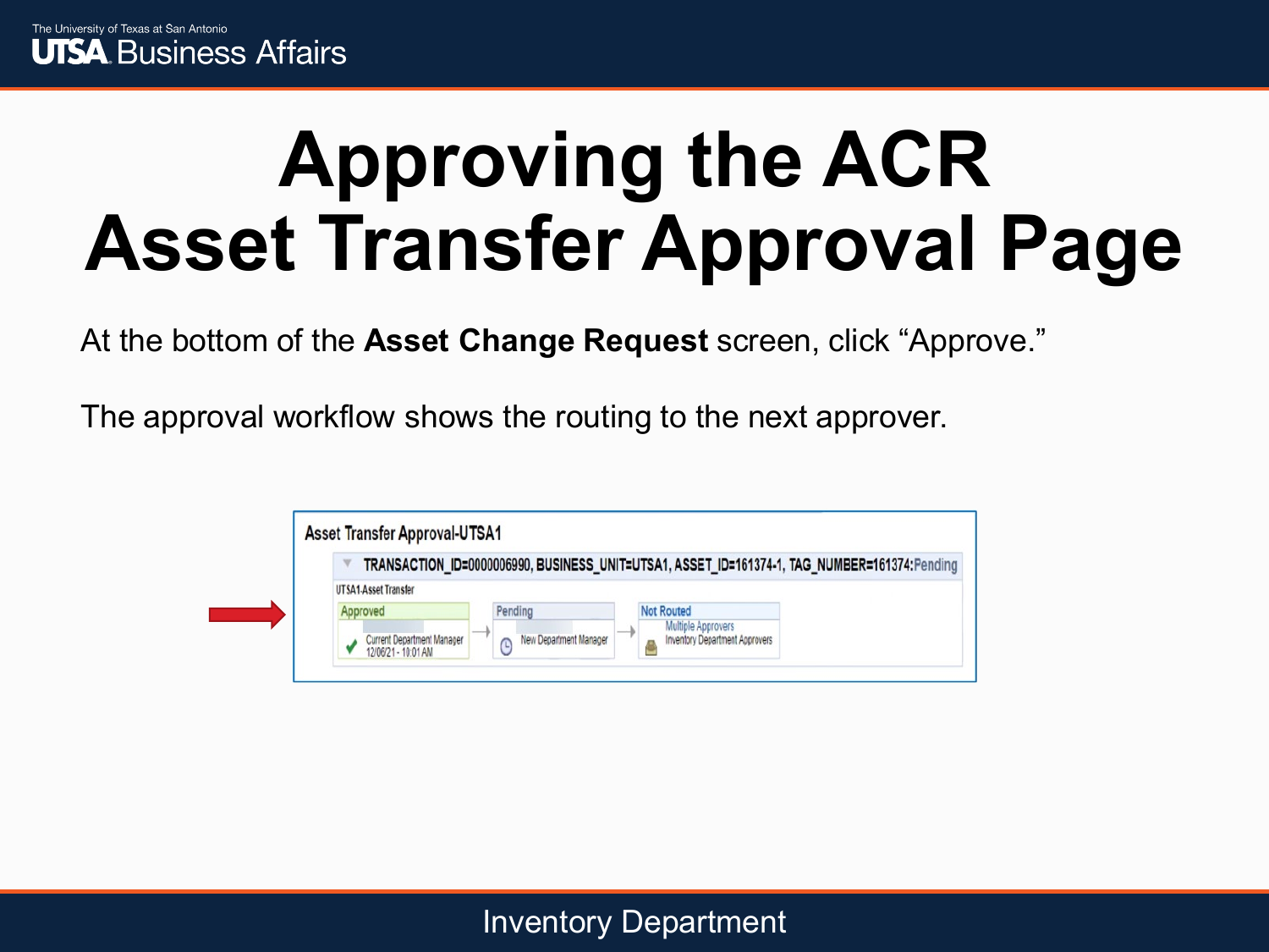# Approving the ACR
# Asset Transfer Approval Page

At the bottom of the **Asset Change Request** screen, click "Approve."

The approval workflow shows the routing to the next approver.

Asset Transfer Approval-UTSA1

TRANSACTION_ID=0000006990, BUSINESS_UNIT=UTSA1, ASSET_ID=161374-1, TAG_NUMBER=161374:Pending

UTSA1-Asset Transfer

| Approved | Pending | Not Routed |
|---|---|---|
| Current Department Manager 12/06/21 - 10:01 AM | New Department Manager | Multiple Approvers Inventory Department Approvers |

Inventory Department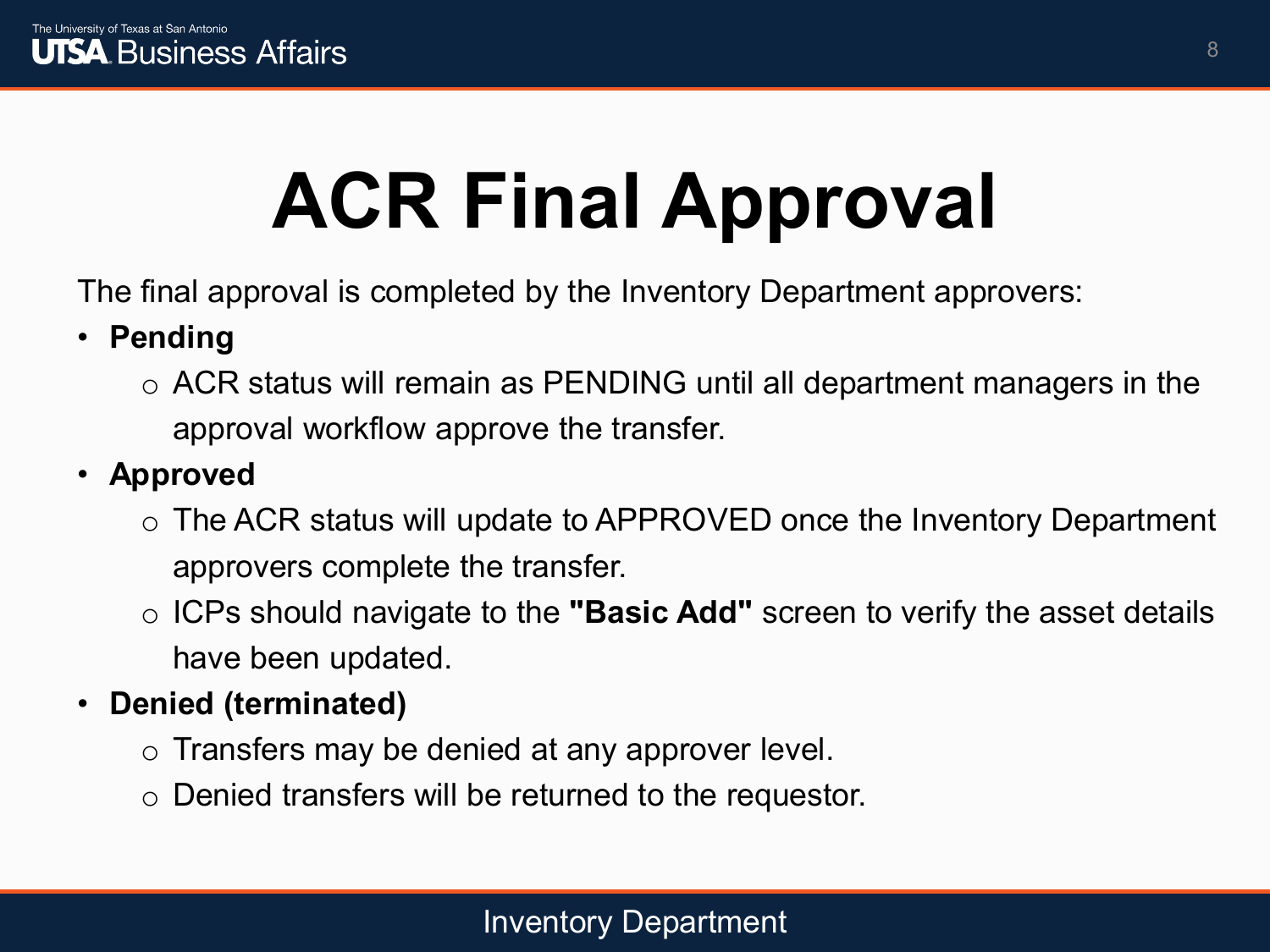# ACR Final Approval

The final approval is completed by the Inventory Department approvers:

- **Pending**
  - ACR status will remain as PENDING until all department managers in the approval workflow approve the transfer.
- **Approved**
  - The ACR status will update to APPROVED once the Inventory Department approvers complete the transfer.
  - ICPs should navigate to the **"Basic Add"** screen to verify the asset details have been updated.
- **Denied (terminated)**
  - Transfers may be denied at any approver level.
  - Denied transfers will be returned to the requestor.